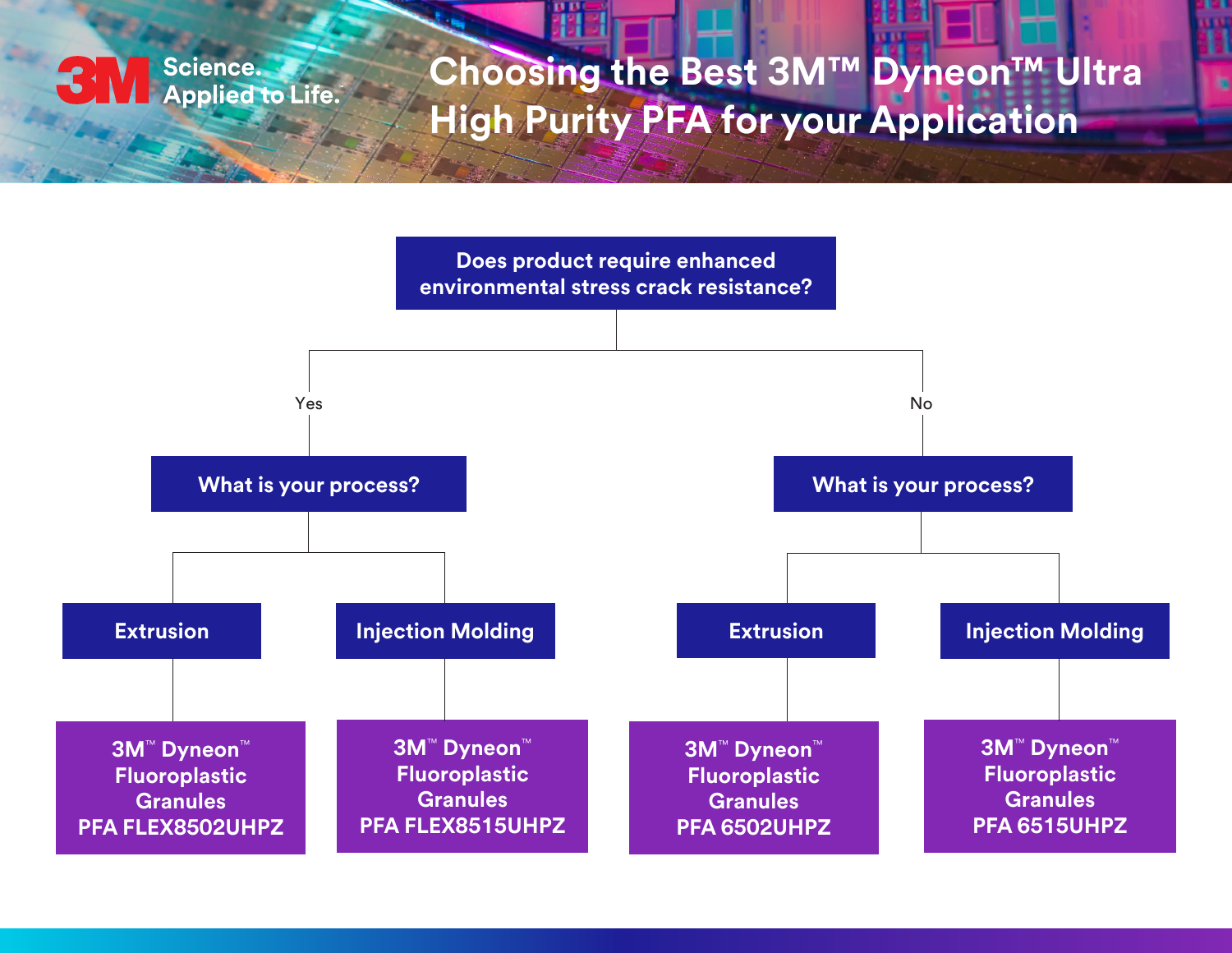# Choosing the Best 3M™ Dyneon™ Ultra High Purity PFA for your Application

3M Science. Applied to Life.™

**Does product require enhanced environmental stress crack resistance?**

- **Yes** → **What is your process?**
  - **Extrusion** → **3M™ Dyneon™ Fluoroplastic Granules PFA FLEX8502UHPZ**
  - **Injection Molding** → **3M™ Dyneon™ Fluoroplastic Granules PFA FLEX8515UHPZ**
- **No** → **What is your process?**
  - **Extrusion** → **3M™ Dyneon™ Fluoroplastic Granules PFA 6502UHPZ**
  - **Injection Molding** → **3M™ Dyneon™ Fluoroplastic Granules PFA 6515UHPZ**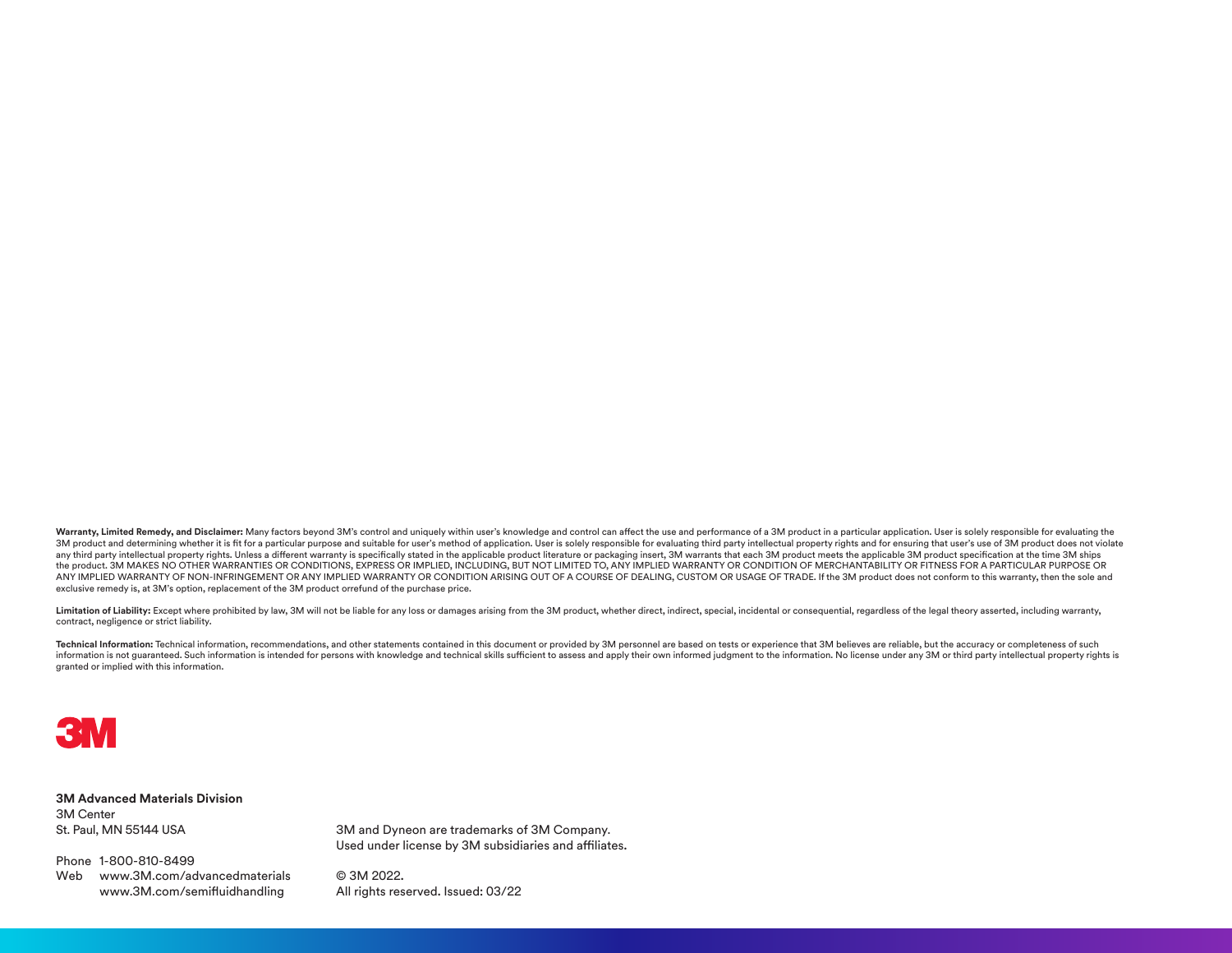**Warranty, Limited Remedy, and Disclaimer:** Many factors beyond 3M's control and uniquely within user's knowledge and control can affect the use and performance of a 3M product in a particular application. User is solely responsible for evaluating the 3M product and determining whether it is fit for a particular purpose and suitable for user's method of application. User is solely responsible for evaluating third party intellectual property rights and for ensuring that user's use of 3M product does not violate any third party intellectual property rights. Unless a different warranty is specifically stated in the applicable product literature or packaging insert, 3M warrants that each 3M product meets the applicable 3M product specification at the time 3M ships the product. 3M MAKES NO OTHER WARRANTIES OR CONDITIONS, EXPRESS OR IMPLIED, INCLUDING, BUT NOT LIMITED TO, ANY IMPLIED WARRANTY OR CONDITION OF MERCHANTABILITY OR FITNESS FOR A PARTICULAR PURPOSE OR ANY IMPLIED WARRANTY OF NON-INFRINGEMENT OR ANY IMPLIED WARRANTY OR CONDITION ARISING OUT OF A COURSE OF DEALING, CUSTOM OR USAGE OF TRADE. If the 3M product does not conform to this warranty, then the sole and exclusive remedy is, at 3M's option, replacement of the 3M product orrefund of the purchase price.

**Limitation of Liability:** Except where prohibited by law, 3M will not be liable for any loss or damages arising from the 3M product, whether direct, indirect, special, incidental or consequential, regardless of the legal theory asserted, including warranty, contract, negligence or strict liability.

**Technical Information:** Technical information, recommendations, and other statements contained in this document or provided by 3M personnel are based on tests or experience that 3M believes are reliable, but the accuracy or completeness of such information is not guaranteed. Such information is intended for persons with knowledge and technical skills sufficient to assess and apply their own informed judgment to the information. No license under any 3M or third party intellectual property rights is granted or implied with this information.

**3M Advanced Materials Division**
3M Center
St. Paul, MN 55144 USA

Phone 1-800-810-8499
Web www.3M.com/advancedmaterials
www.3M.com/semifluidhandling

3M and Dyneon are trademarks of 3M Company.
Used under license by 3M subsidiaries and affiliates.

© 3M 2022.
All rights reserved. Issued: 03/22